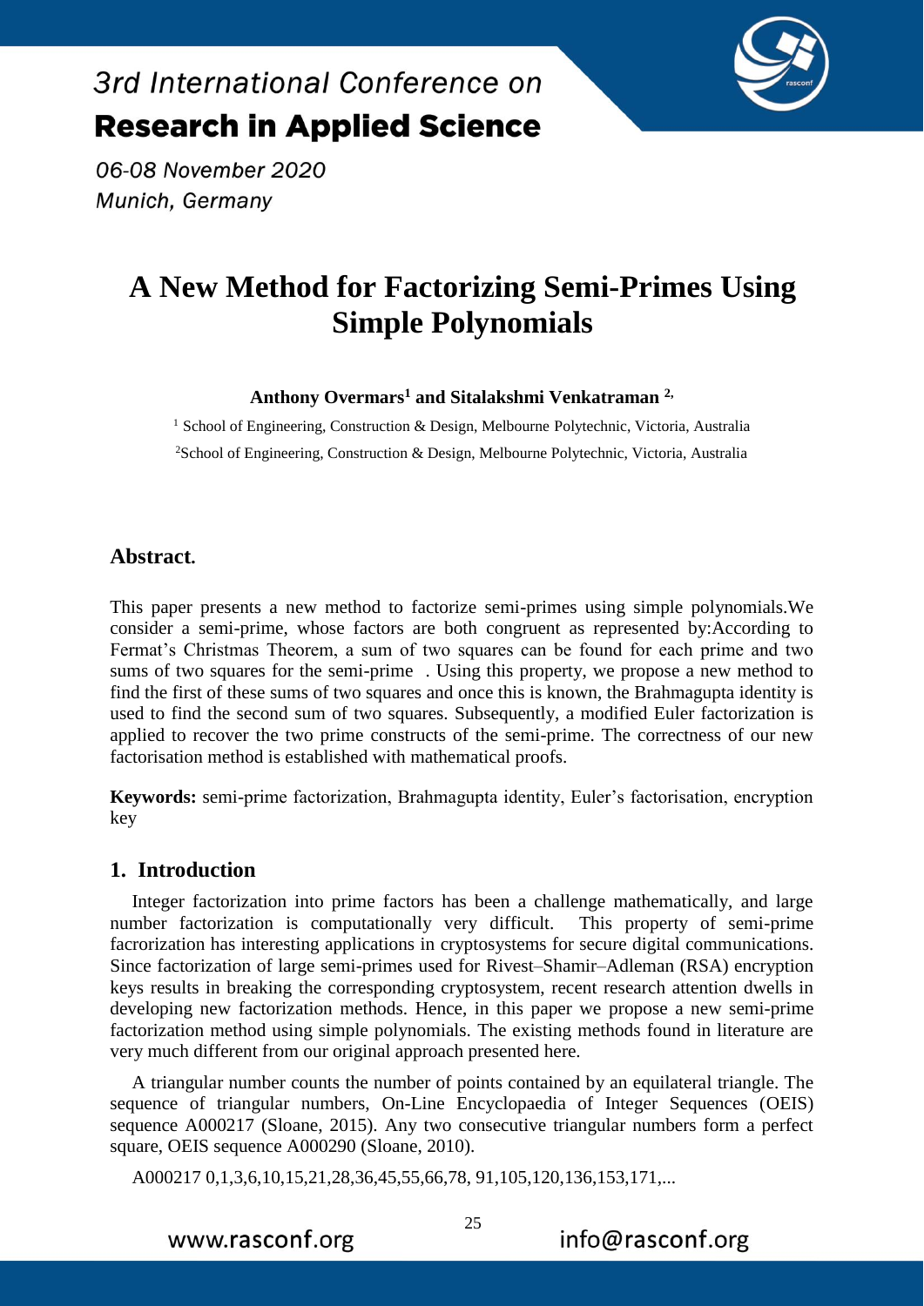# A New Method for Factorizing Semi-Primes Using Simple Polynomials

**Anthony Overmars[1] and Sitalakshmi Venkatraman [2,]**

[1] School of Engineering, Construction & Design, Melbourne Polytechnic, Victoria, Australia

[2] School of Engineering, Construction & Design, Melbourne Polytechnic, Victoria, Australia

## Abstract.

This paper presents a new method to factorize semi-primes using simple polynomials.We consider a semi-prime, whose factors are both congruent as represented by:According to Fermat's Christmas Theorem, a sum of two squares can be found for each prime and two sums of two squares for the semi-prime . Using this property, we propose a new method to find the first of these sums of two squares and once this is known, the Brahmagupta identity is used to find the second sum of two squares. Subsequently, a modified Euler factorization is applied to recover the two prime constructs of the semi-prime. The correctness of our new factorisation method is established with mathematical proofs.

**Keywords:** semi-prime factorization, Brahmagupta identity, Euler's factorisation, encryption key

## 1. Introduction

Integer factorization into prime factors has been a challenge mathematically, and large number factorization is computationally very difficult. This property of semi-prime facrorization has interesting applications in cryptosystems for secure digital communications. Since factorization of large semi-primes used for Rivest–Shamir–Adleman (RSA) encryption keys results in breaking the corresponding cryptosystem, recent research attention dwells in developing new factorization methods. Hence, in this paper we propose a new semi-prime factorization method using simple polynomials. The existing methods found in literature are very much different from our original approach presented here.

A triangular number counts the number of points contained by an equilateral triangle. The sequence of triangular numbers, On-Line Encyclopaedia of Integer Sequences (OEIS) sequence A000217 (Sloane, 2015). Any two consecutive triangular numbers form a perfect square, OEIS sequence A000290 (Sloane, 2010).

A000217 0,1,3,6,10,15,21,28,36,45,55,66,78, 91,105,120,136,153,171,...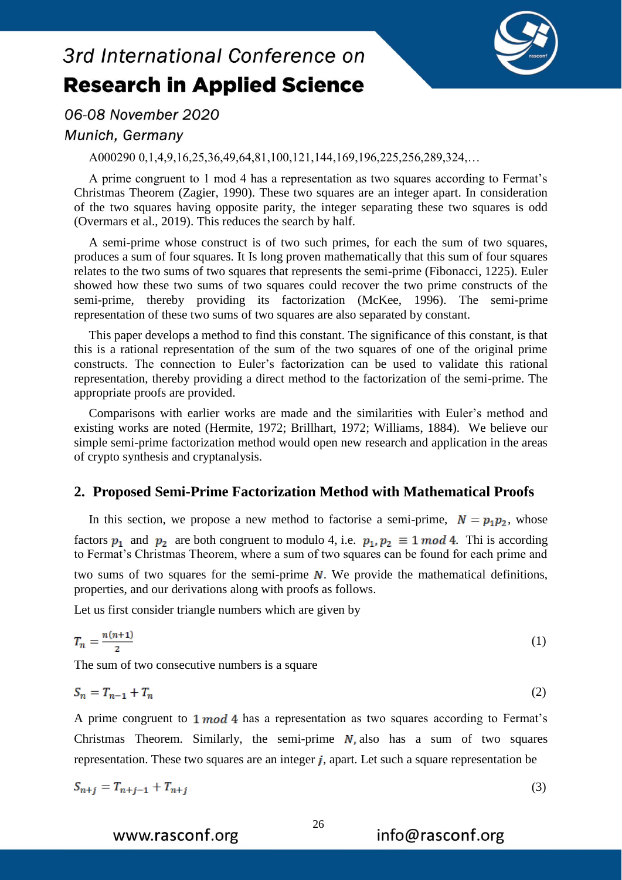A000290 0,1,4,9,16,25,36,49,64,81,100,121,144,169,196,225,256,289,324,…

A prime congruent to 1 mod 4 has a representation as two squares according to Fermat's Christmas Theorem (Zagier, 1990). These two squares are an integer apart. In consideration of the two squares having opposite parity, the integer separating these two squares is odd (Overmars et al., 2019). This reduces the search by half.

A semi-prime whose construct is of two such primes, for each the sum of two squares, produces a sum of four squares. It Is long proven mathematically that this sum of four squares relates to the two sums of two squares that represents the semi-prime (Fibonacci, 1225). Euler showed how these two sums of two squares could recover the two prime constructs of the semi-prime, thereby providing its factorization (McKee, 1996). The semi-prime representation of these two sums of two squares are also separated by constant.

This paper develops a method to find this constant. The significance of this constant, is that this is a rational representation of the sum of the two squares of one of the original prime constructs. The connection to Euler's factorization can be used to validate this rational representation, thereby providing a direct method to the factorization of the semi-prime. The appropriate proofs are provided.

Comparisons with earlier works are made and the similarities with Euler's method and existing works are noted (Hermite, 1972; Brillhart, 1972; Williams, 1884). We believe our simple semi-prime factorization method would open new research and application in the areas of crypto synthesis and cryptanalysis.

## 2. Proposed Semi-Prime Factorization Method with Mathematical Proofs

In this section, we propose a new method to factorise a semi-prime, $N = p_1 p_2$, whose factors $p_1$ and $p_2$ are both congruent to modulo 4, i.e. $p_1, p_2 \equiv 1 \bmod 4$. Thi is according to Fermat's Christmas Theorem, where a sum of two squares can be found for each prime and two sums of two squares for the semi-prime $N$. We provide the mathematical definitions, properties, and our derivations along with proofs as follows.

Let us first consider triangle numbers which are given by

$$T_n = \frac{n(n+1)}{2} \tag{1}$$

The sum of two consecutive numbers is a square

$$S_n = T_{n-1} + T_n \tag{2}$$

A prime congruent to $1 \bmod 4$ has a representation as two squares according to Fermat's Christmas Theorem. Similarly, the semi-prime $N$, also has a sum of two squares representation. These two squares are an integer $j$, apart. Let such a square representation be

$$S_{n+j} = T_{n+j-1} + T_{n+j} \tag{3}$$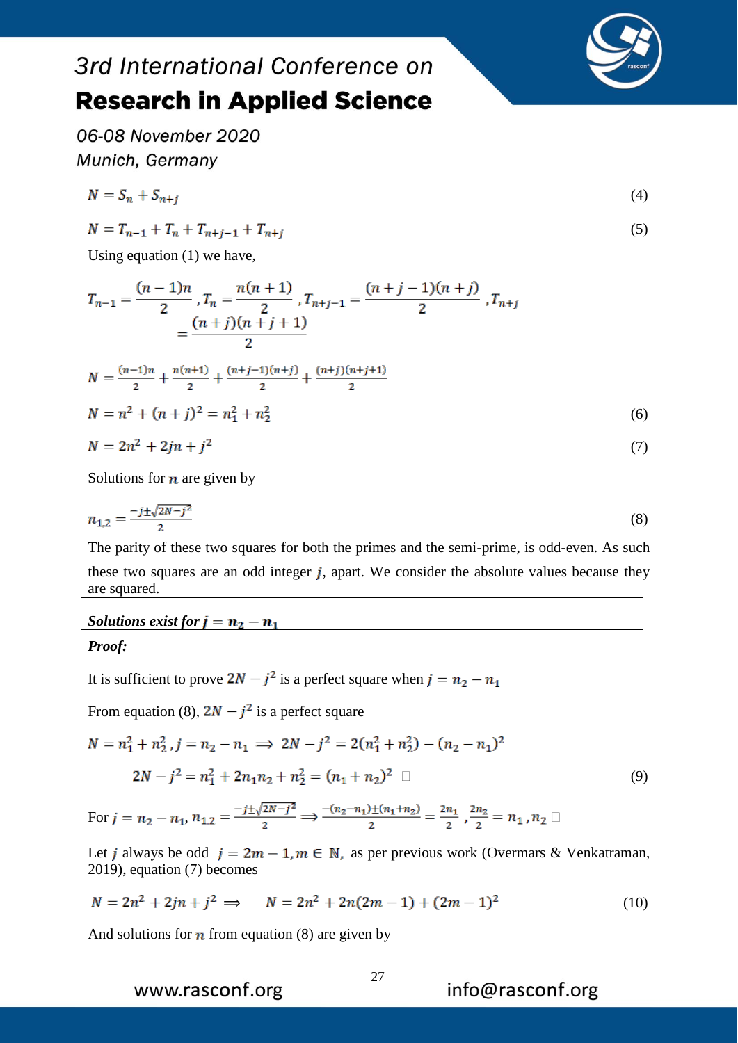$$N = S_n + S_{n+j} \tag{4}$$

$$N = T_{n-1} + T_n + T_{n+j-1} + T_{n+j} \tag{5}$$

Using equation (1) we have,

$$T_{n-1} = \frac{(n-1)n}{2}, T_n = \frac{n(n+1)}{2}, T_{n+j-1} = \frac{(n+j-1)(n+j)}{2}, T_{n+j} = \frac{(n+j)(n+j+1)}{2}$$

$$N = \frac{(n-1)n}{2} + \frac{n(n+1)}{2} + \frac{(n+j-1)(n+j)}{2} + \frac{(n+j)(n+j+1)}{2}$$

$$N = n^2 + (n+j)^2 = n_1^2 + n_2^2 \tag{6}$$

$$N = 2n^2 + 2jn + j^2 \tag{7}$$

Solutions for $n$ are given by

$$n_{1,2} = \frac{-j \pm \sqrt{2N - j^2}}{2} \tag{8}$$

The parity of these two squares for both the primes and the semi-prime, is odd-even. As such these two squares are an odd integer $j$, apart. We consider the absolute values because they are squared.

***Solutions exist for $j = n_2 - n_1$***

***Proof:***

It is sufficient to prove $2N - j^2$ is a perfect square when $j = n_2 - n_1$

From equation (8), $2N - j^2$ is a perfect square

$$N = n_1^2 + n_2^2, j = n_2 - n_1 \implies 2N - j^2 = 2(n_1^2 + n_2^2) - (n_2 - n_1)^2$$

$$2N - j^2 = n_1^2 + 2n_1n_2 + n_2^2 = (n_1 + n_2)^2 \ \square \tag{9}$$

For $j = n_2 - n_1$, $n_{1,2} = \frac{-j \pm \sqrt{2N - j^2}}{2} \implies \frac{-(n_2 - n_1) \pm (n_1 + n_2)}{2} = \frac{2n_1}{2}, \frac{2n_2}{2} = n_1, n_2 \ \square$

Let $j$ always be odd $j = 2m - 1, m \in \mathbb{N}$, as per previous work (Overmars & Venkatraman, 2019), equation (7) becomes

$$N = 2n^2 + 2jn + j^2 \implies \quad N = 2n^2 + 2n(2m-1) + (2m-1)^2 \tag{10}$$

And solutions for $n$ from equation (8) are given by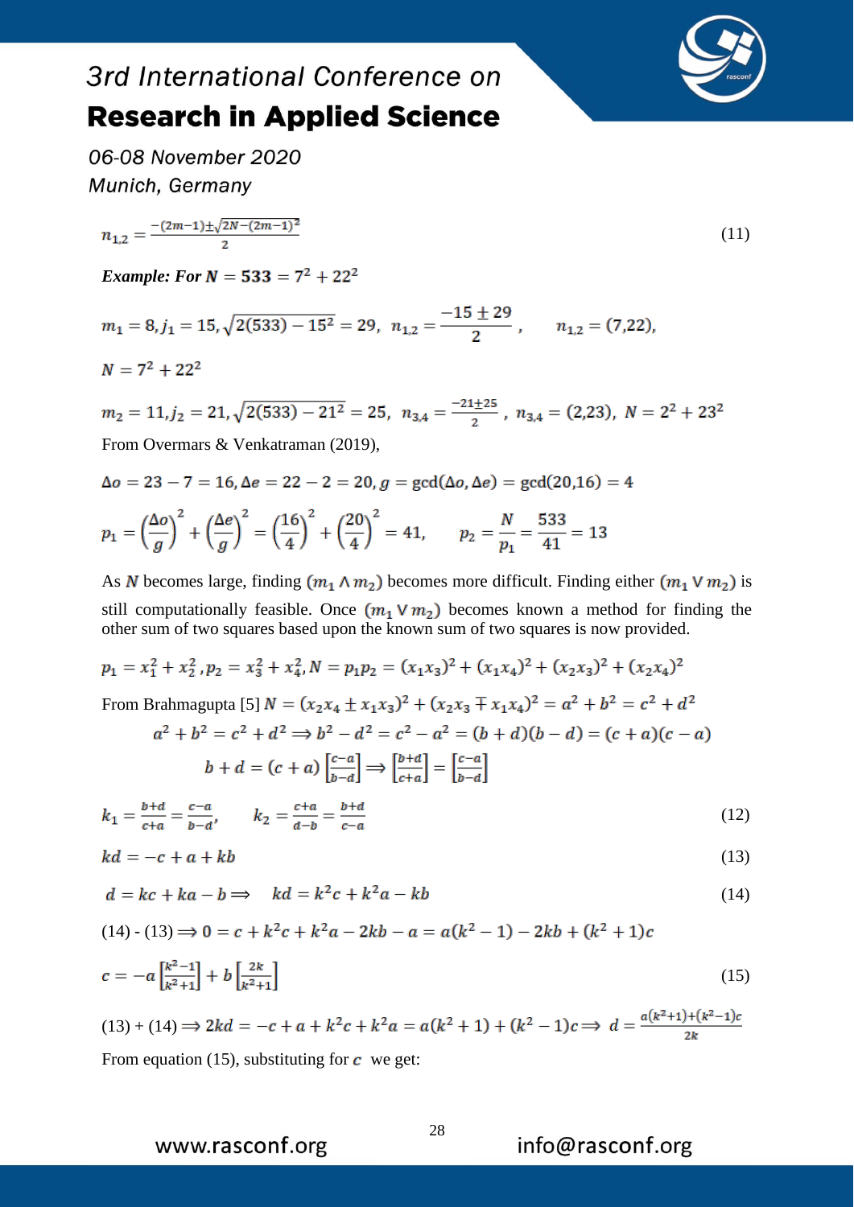$$n_{1,2} = \frac{-(2m-1) \pm \sqrt{2N-(2m-1)^2}}{2} \tag{11}$$

***Example: For*** $N = 533 = 7^2 + 22^2$

$$m_1 = 8, j_1 = 15, \sqrt{2(533) - 15^2} = 29,\ n_{1,2} = \frac{-15 \pm 29}{2}, \qquad n_{1,2} = (7{,}22),$$

$$N = 7^2 + 22^2$$

$$m_2 = 11, j_2 = 21, \sqrt{2(533) - 21^2} = 25,\ n_{3,4} = \frac{-21 \pm 25}{2},\ n_{3,4} = (2{,}23),\ N = 2^2 + 23^2$$

From Overmars & Venkatraman (2019),

$$\Delta o = 23 - 7 = 16, \Delta e = 22 - 2 = 20, g = \gcd(\Delta o, \Delta e) = \gcd(20{,}16) = 4$$

$$p_1 = \left(\frac{\Delta o}{g}\right)^2 + \left(\frac{\Delta e}{g}\right)^2 = \left(\frac{16}{4}\right)^2 + \left(\frac{20}{4}\right)^2 = 41, \qquad p_2 = \frac{N}{p_1} = \frac{533}{41} = 13$$

As $N$ becomes large, finding $(m_1 \wedge m_2)$ becomes more difficult. Finding either $(m_1 \vee m_2)$ is still computationally feasible. Once $(m_1 \vee m_2)$ becomes known a method for finding the other sum of two squares based upon the known sum of two squares is now provided.

$$p_1 = x_1^2 + x_2^2, p_2 = x_3^2 + x_4^2, N = p_1 p_2 = (x_1x_3)^2 + (x_1x_4)^2 + (x_2x_3)^2 + (x_2x_4)^2$$

From Brahmagupta [5] $N = (x_2x_4 \pm x_1x_3)^2 + (x_2x_3 \mp x_1x_4)^2 = a^2 + b^2 = c^2 + d^2$

$$a^2 + b^2 = c^2 + d^2 \Rightarrow b^2 - d^2 = c^2 - a^2 = (b+d)(b-d) = (c+a)(c-a)$$

$$b + d = (c+a)\left[\frac{c-a}{b-d}\right] \Rightarrow \left[\frac{b+d}{c+a}\right] = \left[\frac{c-a}{b-d}\right]$$

$$k_1 = \frac{b+d}{c+a} = \frac{c-a}{b-d}, \qquad k_2 = \frac{c+a}{d-b} = \frac{b+d}{c-a} \tag{12}$$

$$kd = -c + a + kb \tag{13}$$

$$d = kc + ka - b \Rightarrow \quad kd = k^2c + k^2a - kb \tag{14}$$

(14) - (13) $\Rightarrow 0 = c + k^2c + k^2a - 2kb - a = a(k^2 - 1) - 2kb + (k^2 + 1)c$

$$c = -a\left[\frac{k^2-1}{k^2+1}\right] + b\left[\frac{2k}{k^2+1}\right] \tag{15}$$

(13) + (14) $\Rightarrow 2kd = -c + a + k^2c + k^2a = a(k^2+1) + (k^2-1)c \Rightarrow\ d = \frac{a(k^2+1)+(k^2-1)c}{2k}$

From equation (15), substituting for $c$ we get: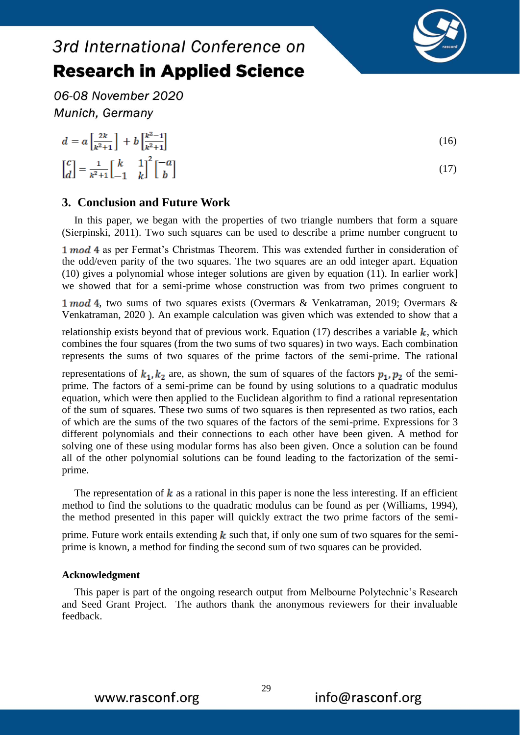$$d = a\left[\frac{2k}{k^2+1}\right] + b\left[\frac{k^2-1}{k^2+1}\right] \tag{16}$$

$$\begin{bmatrix} c \\ d \end{bmatrix} = \frac{1}{k^2+1}\begin{bmatrix} k & 1 \\ -1 & k \end{bmatrix}^2 \begin{bmatrix} -a \\ b \end{bmatrix} \tag{17}$$

## 3. Conclusion and Future Work

In this paper, we began with the properties of two triangle numbers that form a square (Sierpinski, 2011). Two such squares can be used to describe a prime number congruent to $1 \bmod 4$ as per Fermat's Christmas Theorem. This was extended further in consideration of the odd/even parity of the two squares. The two squares are an odd integer apart. Equation (10) gives a polynomial whose integer solutions are given by equation (11). In earlier work] we showed that for a semi-prime whose construction was from two primes congruent to $1 \bmod 4$, two sums of two squares exists (Overmars & Venkatraman, 2019; Overmars & Venkatraman, 2020 ). An example calculation was given which was extended to show that a relationship exists beyond that of previous work. Equation (17) describes a variable $k$, which combines the four squares (from the two sums of two squares) in two ways. Each combination represents the sums of two squares of the prime factors of the semi-prime. The rational representations of $k_1, k_2$ are, as shown, the sum of squares of the factors $p_1, p_2$ of the semi-prime. The factors of a semi-prime can be found by using solutions to a quadratic modulus equation, which were then applied to the Euclidean algorithm to find a rational representation of the sum of squares. These two sums of two squares is then represented as two ratios, each of which are the sums of the two squares of the factors of the semi-prime. Expressions for 3 different polynomials and their connections to each other have been given. A method for solving one of these using modular forms has also been given. Once a solution can be found all of the other polynomial solutions can be found leading to the factorization of the semi-prime.

The representation of $k$ as a rational in this paper is none the less interesting. If an efficient method to find the solutions to the quadratic modulus can be found as per (Williams, 1994), the method presented in this paper will quickly extract the two prime factors of the semi-prime. Future work entails extending $k$ such that, if only one sum of two squares for the semi-prime is known, a method for finding the second sum of two squares can be provided.

### Acknowledgment

This paper is part of the ongoing research output from Melbourne Polytechnic's Research and Seed Grant Project. The authors thank the anonymous reviewers for their invaluable feedback.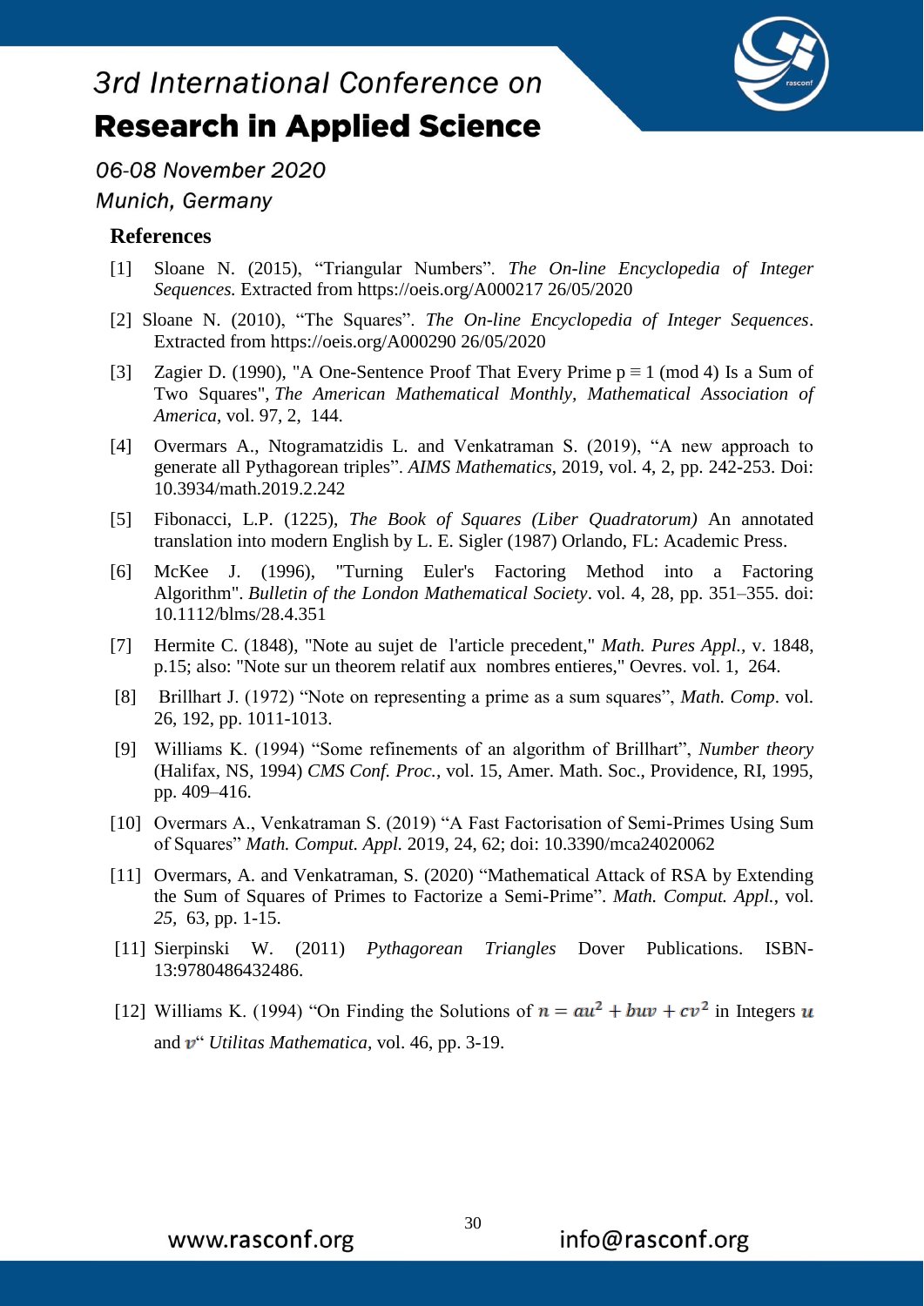## References

[1] Sloane N. (2015), "Triangular Numbers". *The On-line Encyclopedia of Integer Sequences.* Extracted from https://oeis.org/A000217 26/05/2020

[2] Sloane N. (2010), "The Squares". *The On-line Encyclopedia of Integer Sequences*. Extracted from https://oeis.org/A000290 26/05/2020

[3] Zagier D. (1990), "A One-Sentence Proof That Every Prime p ≡ 1 (mod 4) Is a Sum of Two Squares", *The American Mathematical Monthly, Mathematical Association of America*, vol. 97, 2, 144.

[4] Overmars A., Ntogramatzidis L. and Venkatraman S. (2019), "A new approach to generate all Pythagorean triples". *AIMS Mathematics*, 2019, vol. 4, 2, pp. 242-253. Doi: 10.3934/math.2019.2.242

[5] Fibonacci, L.P. (1225), *The Book of Squares (Liber Quadratorum)* An annotated translation into modern English by L. E. Sigler (1987) Orlando, FL: Academic Press.

[6] McKee J. (1996), "Turning Euler's Factoring Method into a Factoring Algorithm". *Bulletin of the London Mathematical Society*. vol. 4, 28, pp. 351–355. doi: 10.1112/blms/28.4.351

[7] Hermite C. (1848), "Note au sujet de l'article precedent," *Math. Pures Appl.,* v. 1848, p.15; also: "Note sur un theorem relatif aux nombres entieres," Oevres. vol. 1, 264.

[8] Brillhart J. (1972) "Note on representing a prime as a sum squares", *Math. Comp*. vol. 26, 192, pp. 1011-1013.

[9] Williams K. (1994) "Some refinements of an algorithm of Brillhart", *Number theory* (Halifax, NS, 1994) *CMS Conf. Proc.,* vol. 15, Amer. Math. Soc., Providence, RI, 1995, pp. 409–416.

[10] Overmars A., Venkatraman S. (2019) "A Fast Factorisation of Semi-Primes Using Sum of Squares" *Math. Comput. Appl.* 2019, 24, 62; doi: 10.3390/mca24020062

[11] Overmars, A. and Venkatraman, S. (2020) "Mathematical Attack of RSA by Extending the Sum of Squares of Primes to Factorize a Semi-Prime". *Math. Comput. Appl.*, vol. *25*, 63, pp. 1-15.

[11] Sierpinski W. (2011) *Pythagorean Triangles* Dover Publications. ISBN-13:9780486432486.

[12] Williams K. (1994) "On Finding the Solutions of $n = au^2 + buv + cv^2$ in Integers $u$ and $v$" *Utilitas Mathematica,* vol. 46, pp. 3-19.